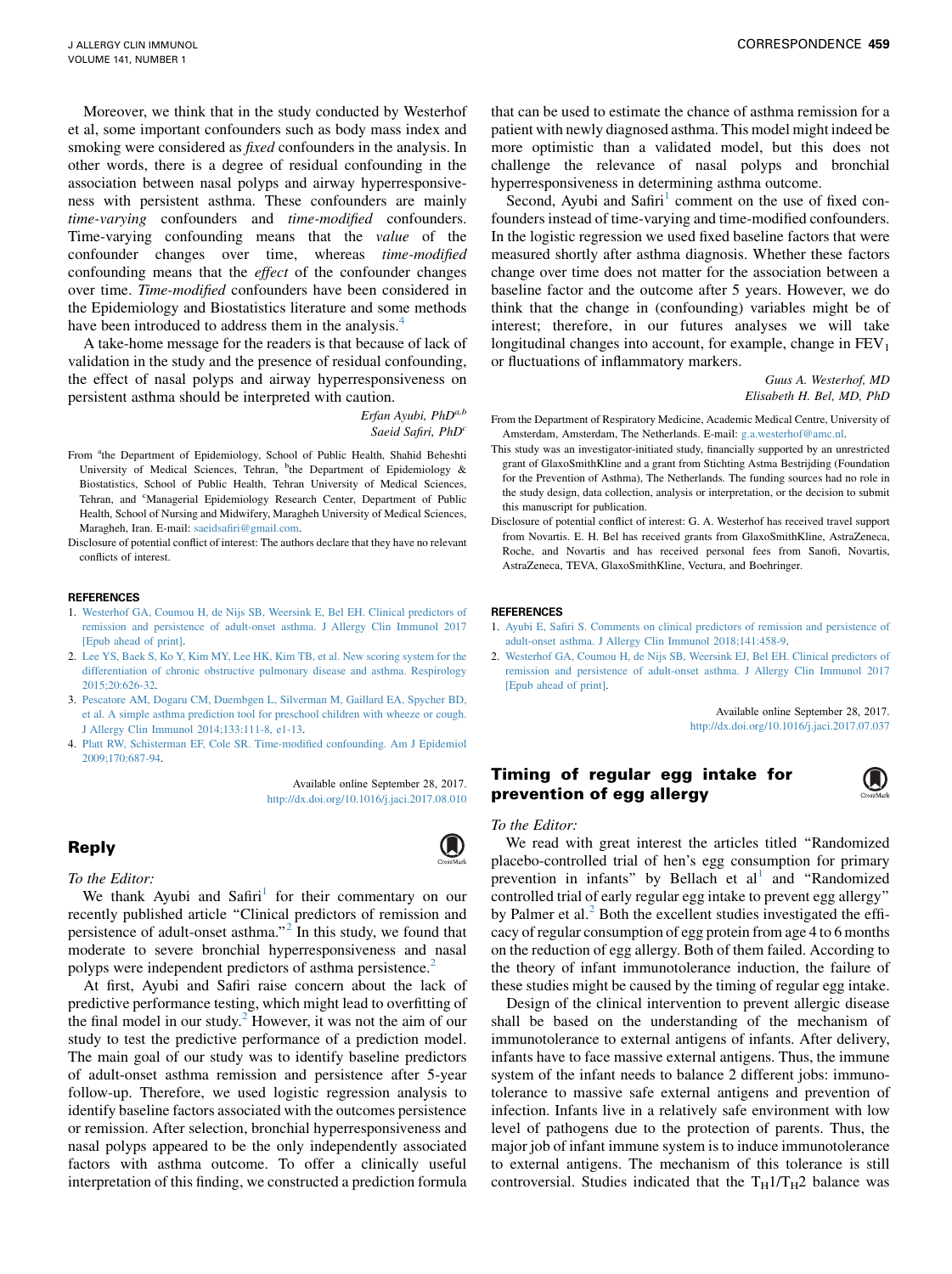Moreover, we think that in the study conducted by Westerhof et al, some important confounders such as body mass index and smoking were considered as *fixed* confounders in the analysis. In other words, there is a degree of residual confounding in the association between nasal polyps and airway hyperresponsiveness with persistent asthma. These confounders are mainly *time-varying* confounders and *time-modified* confounders. Time-varying confounding means that the *value* of the confounder changes over time, whereas *time-modified* confounding means that the *effect* of the confounder changes over time. *Time-modified* confounders have been considered in the Epidemiology and Biostatistics literature and some methods have been introduced to address them in the analysis.[4]

A take-home message for the readers is that because of lack of validation in the study and the presence of residual confounding, the effect of nasal polyps and airway hyperresponsiveness on persistent asthma should be interpreted with caution.

*Erfan Ayubi, PhD*[a,b]
*Saeid Safiri, PhD*[c]

From [a]the Department of Epidemiology, School of Public Health, Shahid Beheshti University of Medical Sciences, Tehran, [b]the Department of Epidemiology & Biostatistics, School of Public Health, Tehran University of Medical Sciences, Tehran, and [c]Managerial Epidemiology Research Center, Department of Public Health, School of Nursing and Midwifery, Maragheh University of Medical Sciences, Maragheh, Iran. E-mail: saeidsafiri@gmail.com.

Disclosure of potential conflict of interest: The authors declare that they have no relevant conflicts of interest.

### REFERENCES

1. Westerhof GA, Coumou H, de Nijs SB, Weersink E, Bel EH. Clinical predictors of remission and persistence of adult-onset asthma. J Allergy Clin Immunol 2017 [Epub ahead of print].
2. Lee YS, Baek S, Ko Y, Kim MY, Lee HK, Kim TB, et al. New scoring system for the differentiation of chronic obstructive pulmonary disease and asthma. Respirology 2015;20:626-32.
3. Pescatore AM, Dogaru CM, Duembgen L, Silverman M, Gaillard EA, Spycher BD, et al. A simple asthma prediction tool for preschool children with wheeze or cough. J Allergy Clin Immunol 2014;133:111-8, e1-13.
4. Platt RW, Schisterman EF, Cole SR. Time-modified confounding. Am J Epidemiol 2009;170:687-94.

Available online September 28, 2017.
http://dx.doi.org/10.1016/j.jaci.2017.08.010

## Reply

*To the Editor:*

We thank Ayubi and Safiri[1] for their commentary on our recently published article "Clinical predictors of remission and persistence of adult-onset asthma."[2] In this study, we found that moderate to severe bronchial hyperresponsiveness and nasal polyps were independent predictors of asthma persistence.[2]

At first, Ayubi and Safiri raise concern about the lack of predictive performance testing, which might lead to overfitting of the final model in our study.[2] However, it was not the aim of our study to test the predictive performance of a prediction model. The main goal of our study was to identify baseline predictors of adult-onset asthma remission and persistence after 5-year follow-up. Therefore, we used logistic regression analysis to identify baseline factors associated with the outcomes persistence or remission. After selection, bronchial hyperresponsiveness and nasal polyps appeared to be the only independently associated factors with asthma outcome. To offer a clinically useful interpretation of this finding, we constructed a prediction formula that can be used to estimate the chance of asthma remission for a patient with newly diagnosed asthma. This model might indeed be more optimistic than a validated model, but this does not challenge the relevance of nasal polyps and bronchial hyperresponsiveness in determining asthma outcome.

Second, Ayubi and Safiri[1] comment on the use of fixed confounders instead of time-varying and time-modified confounders. In the logistic regression we used fixed baseline factors that were measured shortly after asthma diagnosis. Whether these factors change over time does not matter for the association between a baseline factor and the outcome after 5 years. However, we do think that the change in (confounding) variables might be of interest; therefore, in our futures analyses we will take longitudinal changes into account, for example, change in $FEV_1$ or fluctuations of inflammatory markers.

*Guus A. Westerhof, MD*
*Elisabeth H. Bel, MD, PhD*

From the Department of Respiratory Medicine, Academic Medical Centre, University of Amsterdam, Amsterdam, The Netherlands. E-mail: g.a.westerhof@amc.nl.

This study was an investigator-initiated study, financially supported by an unrestricted grant of GlaxoSmithKline and a grant from Stichting Astma Bestrijding (Foundation for the Prevention of Asthma), The Netherlands. The funding sources had no role in the study design, data collection, analysis or interpretation, or the decision to submit this manuscript for publication.

Disclosure of potential conflict of interest: G. A. Westerhof has received travel support from Novartis. E. H. Bel has received grants from GlaxoSmithKline, AstraZeneca, Roche, and Novartis and has received personal fees from Sanofi, Novartis, AstraZeneca, TEVA, GlaxoSmithKline, Vectura, and Boehringer.

### REFERENCES

1. Ayubi E, Safiri S. Comments on clinical predictors of remission and persistence of adult-onset asthma. J Allergy Clin Immunol 2018;141:458-9.
2. Westerhof GA, Coumou H, de Nijs SB, Weersink EJ, Bel EH. Clinical predictors of remission and persistence of adult-onset asthma. J Allergy Clin Immunol 2017 [Epub ahead of print].

Available online September 28, 2017.
http://dx.doi.org/10.1016/j.jaci.2017.07.037

## Timing of regular egg intake for prevention of egg allergy

*To the Editor:*

We read with great interest the articles titled "Randomized placebo-controlled trial of hen's egg consumption for primary prevention in infants" by Bellach et al[1] and "Randomized controlled trial of early regular egg intake to prevent egg allergy" by Palmer et al.[2] Both the excellent studies investigated the efficacy of regular consumption of egg protein from age 4 to 6 months on the reduction of egg allergy. Both of them failed. According to the theory of infant immunotolerance induction, the failure of these studies might be caused by the timing of regular egg intake.

Design of the clinical intervention to prevent allergic disease shall be based on the understanding of the mechanism of immunotolerance to external antigens of infants. After delivery, infants have to face massive external antigens. Thus, the immune system of the infant needs to balance 2 different jobs: immunotolerance to massive safe external antigens and prevention of infection. Infants live in a relatively safe environment with low level of pathogens due to the protection of parents. Thus, the major job of infant immune system is to induce immunotolerance to external antigens. The mechanism of this tolerance is still controversial. Studies indicated that the $T_H1/T_H2$ balance was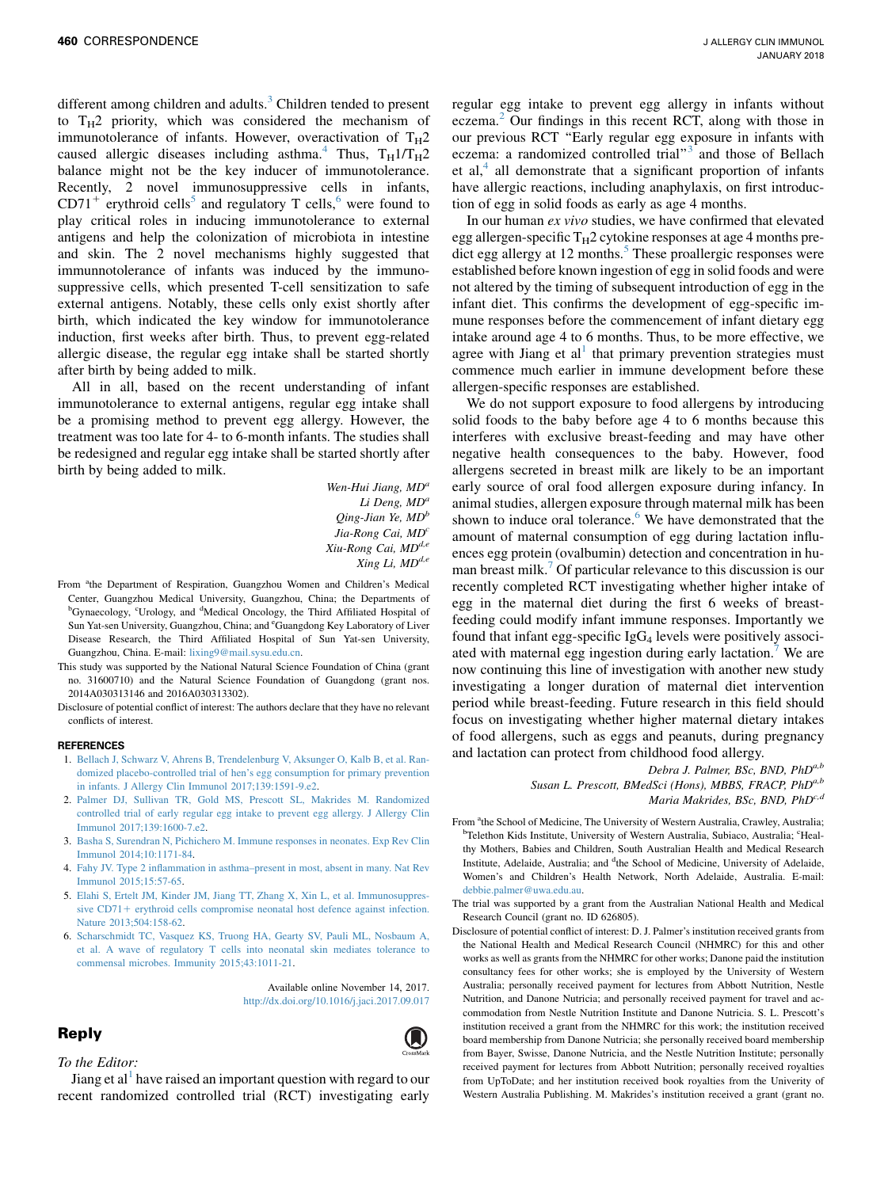different among children and adults.[3] Children tended to present to $T_H2$ priority, which was considered the mechanism of immunotolerance of infants. However, overactivation of $T_H2$ caused allergic diseases including asthma.[4] Thus, $T_H1/T_H2$ balance might not be the key inducer of immunotolerance. Recently, 2 novel immunosuppressive cells in infants, $CD71^+$ erythroid cells[5] and regulatory T cells,[6] were found to play critical roles in inducing immunotolerance to external antigens and help the colonization of microbiota in intestine and skin. The 2 novel mechanisms highly suggested that immunnotolerance of infants was induced by the immunosuppressive cells, which presented T-cell sensitization to safe external antigens. Notably, these cells only exist shortly after birth, which indicated the key window for immunotolerance induction, first weeks after birth. Thus, to prevent egg-related allergic disease, the regular egg intake shall be started shortly after birth by being added to milk.

All in all, based on the recent understanding of infant immunotolerance to external antigens, regular egg intake shall be a promising method to prevent egg allergy. However, the treatment was too late for 4- to 6-month infants. The studies shall be redesigned and regular egg intake shall be started shortly after birth by being added to milk.

*Wen-Hui Jiang, MD*[a]
*Li Deng, MD*[a]
*Qing-Jian Ye, MD*[b]
*Jia-Rong Cai, MD*[c]
*Xiu-Rong Cai, MD*[d,e]
*Xing Li, MD*[d,e]

From [a]the Department of Respiration, Guangzhou Women and Children's Medical Center, Guangzhou Medical University, Guangzhou, China; the Departments of [b]Gynaecology, [c]Urology, and [d]Medical Oncology, the Third Affiliated Hospital of Sun Yat-sen University, Guangzhou, China; and [e]Guangdong Key Laboratory of Liver Disease Research, the Third Affiliated Hospital of Sun Yat-sen University, Guangzhou, China. E-mail: lixing9@mail.sysu.edu.cn.

This study was supported by the National Natural Science Foundation of China (grant no. 31600710) and the Natural Science Foundation of Guangdong (grant nos. 2014A030313146 and 2016A030313302).

Disclosure of potential conflict of interest: The authors declare that they have no relevant conflicts of interest.

### REFERENCES

1. Bellach J, Schwarz V, Ahrens B, Trendelenburg V, Aksunger O, Kalb B, et al. Randomized placebo-controlled trial of hen's egg consumption for primary prevention in infants. J Allergy Clin Immunol 2017;139:1591-9.e2.
2. Palmer DJ, Sullivan TR, Gold MS, Prescott SL, Makrides M. Randomized controlled trial of early regular egg intake to prevent egg allergy. J Allergy Clin Immunol 2017;139:1600-7.e2.
3. Basha S, Surendran N, Pichichero M. Immune responses in neonates. Exp Rev Clin Immunol 2014;10:1171-84.
4. Fahy JV. Type 2 inflammation in asthma–present in most, absent in many. Nat Rev Immunol 2015;15:57-65.
5. Elahi S, Ertelt JM, Kinder JM, Jiang TT, Zhang X, Xin L, et al. Immunosuppressive CD71+ erythroid cells compromise neonatal host defence against infection. Nature 2013;504:158-62.
6. Scharschmidt TC, Vasquez KS, Truong HA, Gearty SV, Pauli ML, Nosbaum A, et al. A wave of regulatory T cells into neonatal skin mediates tolerance to commensal microbes. Immunity 2015;43:1011-21.

Available online November 14, 2017.
http://dx.doi.org/10.1016/j.jaci.2017.09.017

## Reply

*To the Editor:*

Jiang et al[1] have raised an important question with regard to our recent randomized controlled trial (RCT) investigating early regular egg intake to prevent egg allergy in infants without eczema.[2] Our findings in this recent RCT, along with those in our previous RCT "Early regular egg exposure in infants with eczema: a randomized controlled trial"[3] and those of Bellach et al,[4] all demonstrate that a significant proportion of infants have allergic reactions, including anaphylaxis, on first introduction of egg in solid foods as early as age 4 months.

In our human *ex vivo* studies, we have confirmed that elevated egg allergen-specific $T_H2$ cytokine responses at age 4 months predict egg allergy at 12 months.[5] These proallergic responses were established before known ingestion of egg in solid foods and were not altered by the timing of subsequent introduction of egg in the infant diet. This confirms the development of egg-specific immune responses before the commencement of infant dietary egg intake around age 4 to 6 months. Thus, to be more effective, we agree with Jiang et al[1] that primary prevention strategies must commence much earlier in immune development before these allergen-specific responses are established.

We do not support exposure to food allergens by introducing solid foods to the baby before age 4 to 6 months because this interferes with exclusive breast-feeding and may have other negative health consequences to the baby. However, food allergens secreted in breast milk are likely to be an important early source of oral food allergen exposure during infancy. In animal studies, allergen exposure through maternal milk has been shown to induce oral tolerance.[6] We have demonstrated that the amount of maternal consumption of egg during lactation influences egg protein (ovalbumin) detection and concentration in human breast milk.[7] Of particular relevance to this discussion is our recently completed RCT investigating whether higher intake of egg in the maternal diet during the first 6 weeks of breast-feeding could modify infant immune responses. Importantly we found that infant egg-specific $IgG_4$ levels were positively associated with maternal egg ingestion during early lactation.[7] We are now continuing this line of investigation with another new study investigating a longer duration of maternal diet intervention period while breast-feeding. Future research in this field should focus on investigating whether higher maternal dietary intakes of food allergens, such as eggs and peanuts, during pregnancy and lactation can protect from childhood food allergy.

*Debra J. Palmer, BSc, BND, PhD*[a,b]
*Susan L. Prescott, BMedSci (Hons), MBBS, FRACP, PhD*[a,b]
*Maria Makrides, BSc, BND, PhD*[c,d]

From [a]the School of Medicine, The University of Western Australia, Crawley, Australia; [b]Telethon Kids Institute, University of Western Australia, Subiaco, Australia; [c]Healthy Mothers, Babies and Children, South Australian Health and Medical Research Institute, Adelaide, Australia; and [d]the School of Medicine, University of Adelaide, Women's and Children's Health Network, North Adelaide, Australia. E-mail: debbie.palmer@uwa.edu.au.

The trial was supported by a grant from the Australian National Health and Medical Research Council (grant no. ID 626805).

Disclosure of potential conflict of interest: D. J. Palmer's institution received grants from the National Health and Medical Research Council (NHMRC) for this and other works as well as grants from the NHMRC for other works; Danone paid the institution consultancy fees for other works; she is employed by the University of Western Australia; personally received payment for lectures from Abbott Nutrition, Nestle Nutrition, and Danone Nutricia; and personally received payment for travel and accommodation from Nestle Nutrition Institute and Danone Nutricia. S. L. Prescott's institution received a grant from the NHMRC for this work; the institution received board membership from Danone Nutricia; she personally received board membership from Bayer, Swisse, Danone Nutricia, and the Nestle Nutrition Institute; personally received payment for lectures from Abbott Nutrition; personally received royalties from UpToDate; and her institution received book royalties from the University of Western Australia Publishing. M. Makrides's institution received a grant (grant no.